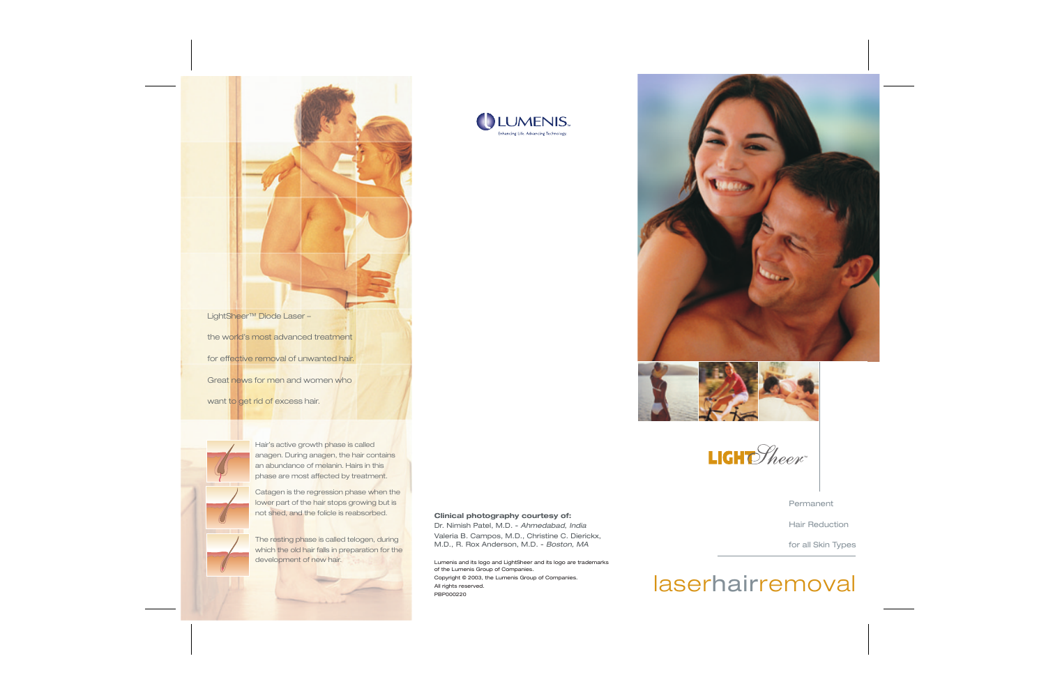LightSheer™ Diode Laser –

the world's most advanced treatment

for effective removal of unwanted hair.

Great news for men and women who

want to get rid of excess hair.

Hair's active growth phase is called anagen. During anagen, the hair contains an abundance of melanin. Hairs in this phase are most affected by treatment.

Catagen is the regression phase when the lower part of the hair stops growing but is not shed, and the folicle is reabsorbed.

The resting phase is called telogen, during which the old hair falls in preparation for the development of new hair.

LUMENIS

Enhancing Life. Advancing Technology.

**Clinical photography courtesy of:**

Dr. Nimish Patel, M.D. - *Ahmedabad, India*

Valeria B. Campos, M.D., Christine C. Dierickx, M.D., R. Rox Anderson, M.D. - *Boston, MA*

Lumenis and its logo and LightSheer and its logo are trademarks of the Lumenis Group of Companies.

Copyright © 2003, the Lumenis Group of Companies.

All rights reserved.

PB P000220

LIGHTSheer™

Permanent

Hair Reduction

for all Skin Types

# laserhairremoval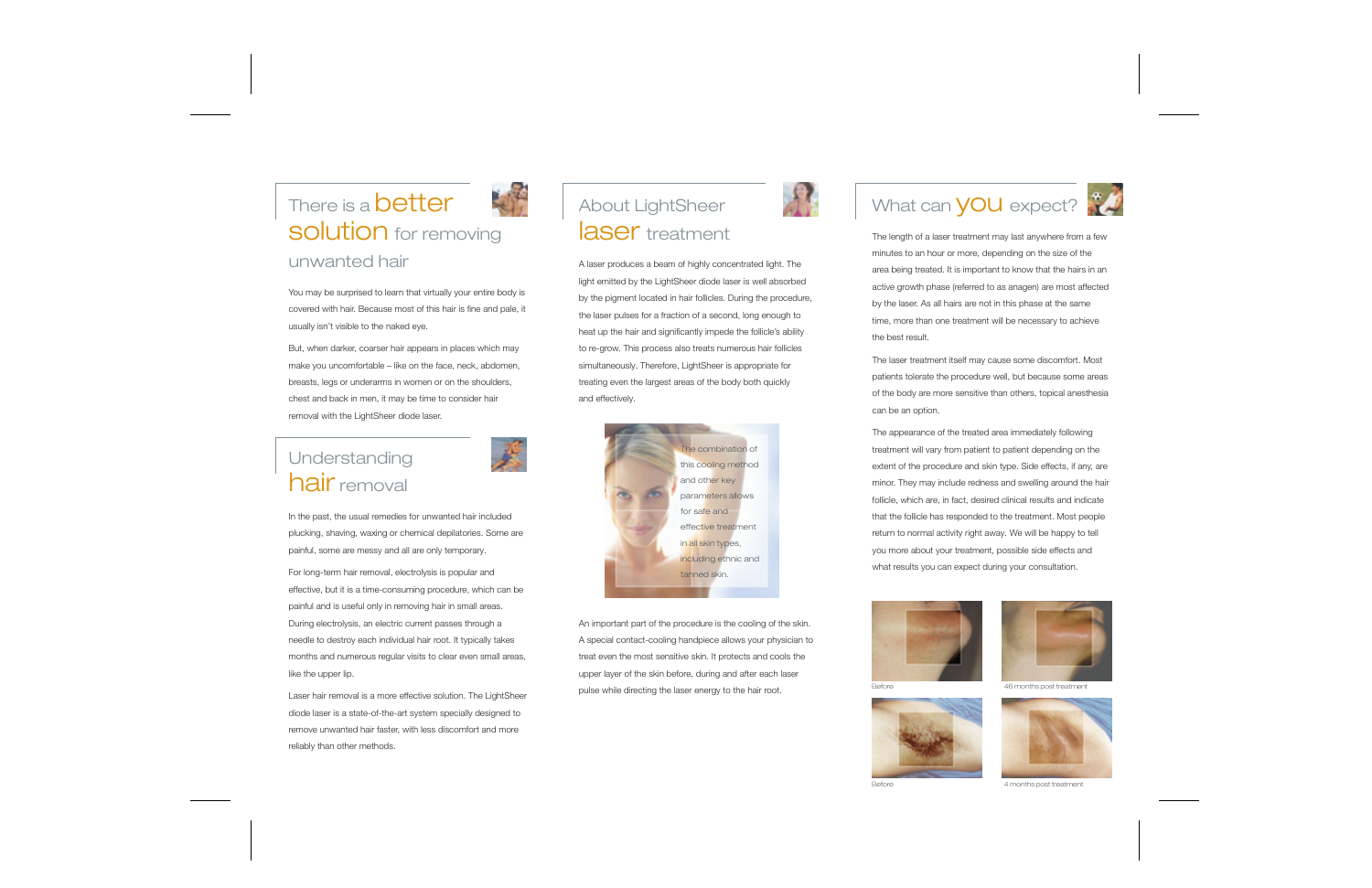## There is a better solution for removing unwanted hair

You may be surprised to learn that virtually your entire body is covered with hair. Because most of this hair is fine and pale, it usually isn't visible to the naked eye.

But, when darker, coarser hair appears in places which may make you uncomfortable – like on the face, neck, abdomen, breasts, legs or underarms in women or on the shoulders, chest and back in men, it may be time to consider hair removal with the LightSheer diode laser.

## Understanding hair removal

In the past, the usual remedies for unwanted hair included plucking, shaving, waxing or chemical depilatories. Some are painful, some are messy and all are only temporary.

For long-term hair removal, electrolysis is popular and effective, but it is a time-consuming procedure, which can be painful and is useful only in removing hair in small areas. During electrolysis, an electric current passes through a needle to destroy each individual hair root. It typically takes months and numerous regular visits to clear even small areas, like the upper lip.

Laser hair removal is a more effective solution. The LightSheer diode laser is a state-of-the-art system specially designed to remove unwanted hair faster, with less discomfort and more reliably than other methods.

## About LightSheer laser treatment

A laser produces a beam of highly concentrated light. The light emitted by the LightSheer diode laser is well absorbed by the pigment located in hair follicles. During the procedure, the laser pulses for a fraction of a second, long enough to heat up the hair and significantly impede the follicle's ability to re-grow. This process also treats numerous hair follicles simultaneously. Therefore, LightSheer is appropriate for treating even the largest areas of the body both quickly and effectively.

The combination of this cooling method and other key parameters allows for safe and effective treatment in all skin types, including ethnic and tanned skin.

An important part of the procedure is the cooling of the skin. A special contact-cooling handpiece allows your physician to treat even the most sensitive skin. It protects and cools the upper layer of the skin before, during and after each laser pulse while directing the laser energy to the hair root.

## What can you expect?

The length of a laser treatment may last anywhere from a few minutes to an hour or more, depending on the size of the area being treated. It is important to know that the hairs in an active growth phase (referred to as anagen) are most affected by the laser. As all hairs are not in this phase at the same time, more than one treatment will be necessary to achieve the best result.

The laser treatment itself may cause some discomfort. Most patients tolerate the procedure well, but because some areas of the body are more sensitive than others, topical anesthesia can be an option.

The appearance of the treated area immediately following treatment will vary from patient to patient depending on the extent of the procedure and skin type. Side effects, if any, are minor. They may include redness and swelling around the hair follicle, which are, in fact, desired clinical results and indicate that the follicle has responded to the treatment. Most people return to normal activity right away. We will be happy to tell you more about your treatment, possible side effects and what results you can expect during your consultation.

Before

46 months post treatment

Before

4 months post treatment